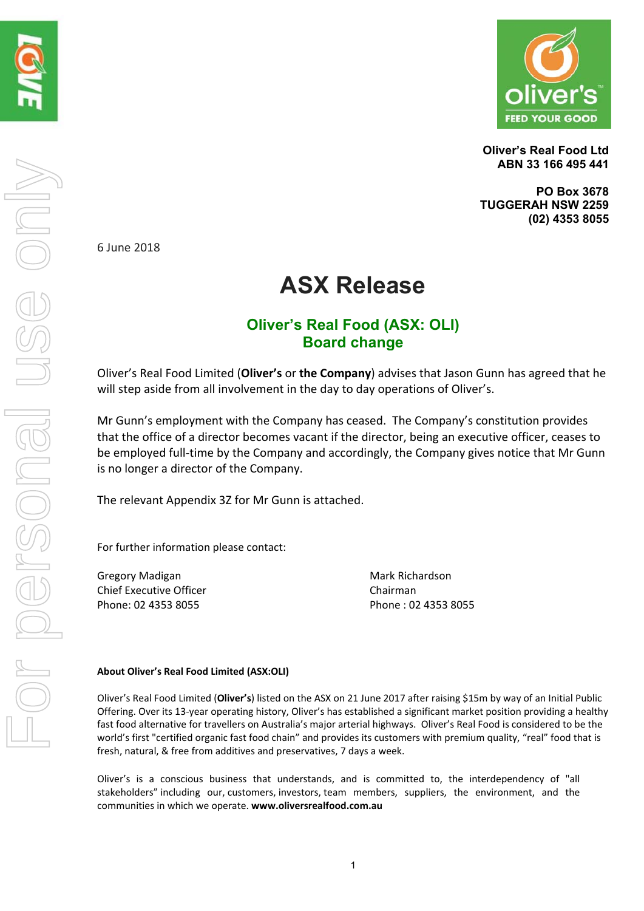**Oliver's Real Food Ltd**
**ABN 33 166 495 441**

**PO Box 3678**
**TUGGERAH NSW 2259**
**(02) 4353 8055**

6 June 2018

# ASX Release

## Oliver's Real Food (ASX: OLI)
## Board change

Oliver's Real Food Limited (**Oliver's** or **the Company**) advises that Jason Gunn has agreed that he will step aside from all involvement in the day to day operations of Oliver's.

Mr Gunn's employment with the Company has ceased. The Company's constitution provides that the office of a director becomes vacant if the director, being an executive officer, ceases to be employed full-time by the Company and accordingly, the Company gives notice that Mr Gunn is no longer a director of the Company.

The relevant Appendix 3Z for Mr Gunn is attached.

For further information please contact:

Gregory Madigan
Chief Executive Officer
Phone: 02 4353 8055

Mark Richardson
Chairman
Phone : 02 4353 8055

**About Oliver's Real Food Limited (ASX:OLI)**

Oliver's Real Food Limited (**Oliver's**) listed on the ASX on 21 June 2017 after raising $15m by way of an Initial Public Offering. Over its 13-year operating history, Oliver's has established a significant market position providing a healthy fast food alternative for travellers on Australia's major arterial highways. Oliver's Real Food is considered to be the world's first "certified organic fast food chain" and provides its customers with premium quality, "real" food that is fresh, natural, & free from additives and preservatives, 7 days a week.

Oliver's is a conscious business that understands, and is committed to, the interdependency of "all stakeholders" including our, customers, investors, team members, suppliers, the environment, and the communities in which we operate. **www.oliversrealfood.com.au**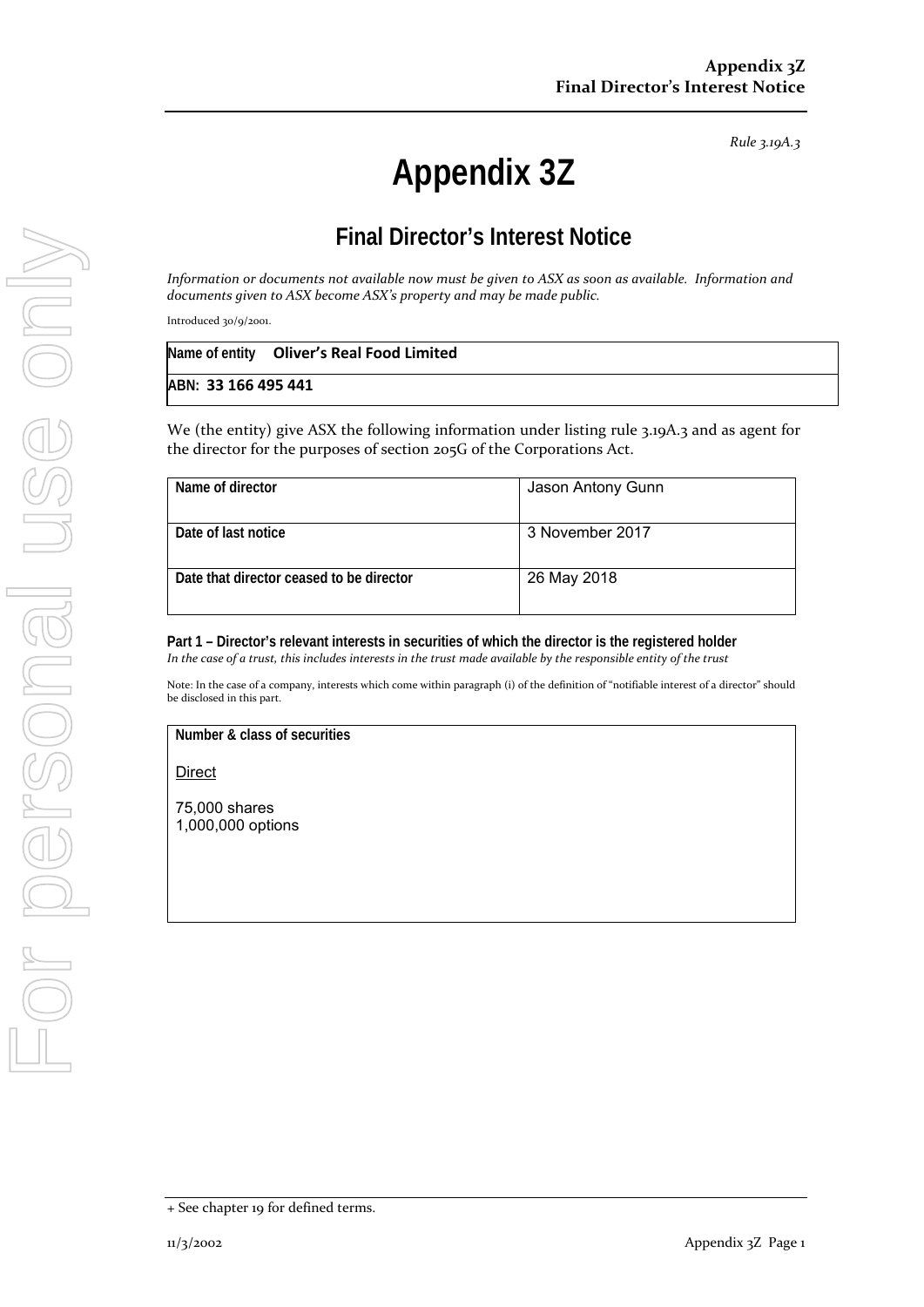Rule 3.19A.3

# Appendix 3Z

## Final Director's Interest Notice

*Information or documents not available now must be given to ASX as soon as available. Information and documents given to ASX become ASX's property and may be made public.*

Introduced 30/9/2001.

| **Name of entity** | **Oliver's Real Food Limited** |
|---|---|
| **ABN:** | **33 166 495 441** |

We (the entity) give ASX the following information under listing rule 3.19A.3 and as agent for the director for the purposes of section 205G of the Corporations Act.

| | |
|---|---|
| **Name of director** | Jason Antony Gunn |
| **Date of last notice** | 3 November 2017 |
| **Date that director ceased to be director** | 26 May 2018 |

**Part 1 – Director's relevant interests in securities of which the director is the registered holder**

*In the case of a trust, this includes interests in the trust made available by the responsible entity of the trust*

Note: In the case of a company, interests which come within paragraph (i) of the definition of "notifiable interest of a director" should be disclosed in this part.

| **Number & class of securities** |
|---|
| Direct<br><br>75,000 shares<br>1,000,000 options |

+ See chapter 19 for defined terms.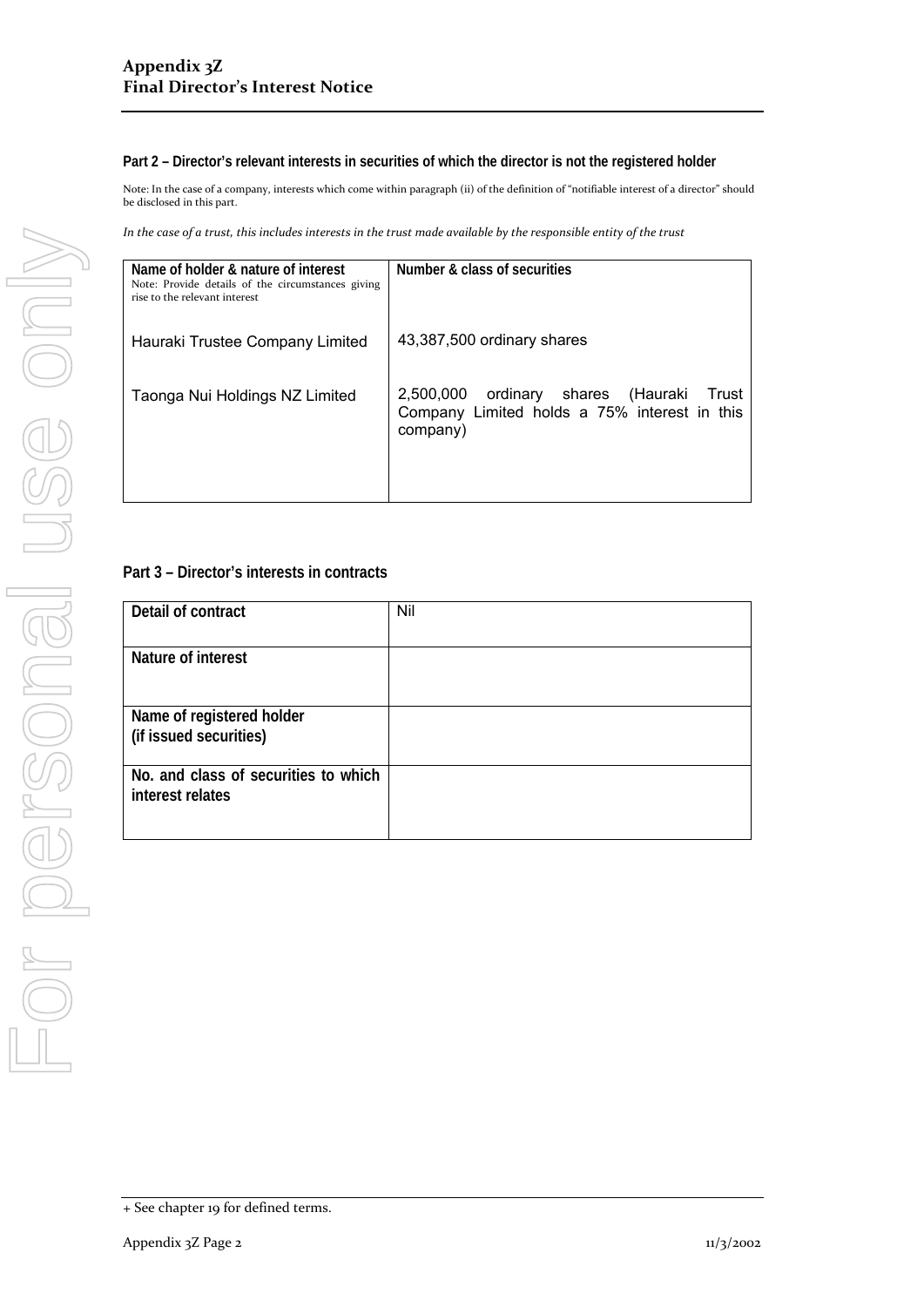## Part 2 – Director's relevant interests in securities of which the director is not the registered holder

Note: In the case of a company, interests which come within paragraph (ii) of the definition of "notifiable interest of a director" should be disclosed in this part.

*In the case of a trust, this includes interests in the trust made available by the responsible entity of the trust*

| Name of holder & nature of interest<br>Note: Provide details of the circumstances giving rise to the relevant interest | Number & class of securities |
|---|---|
| Hauraki Trustee Company Limited | 43,387,500 ordinary shares |
| Taonga Nui Holdings NZ Limited | 2,500,000 ordinary shares (Hauraki Trust Company Limited holds a 75% interest in this company) |

## Part 3 – Director's interests in contracts

| | |
|---|---|
| **Detail of contract** | Nil |
| **Nature of interest** | |
| **Name of registered holder (if issued securities)** | |
| **No. and class of securities to which interest relates** | |

+ See chapter 19 for defined terms.